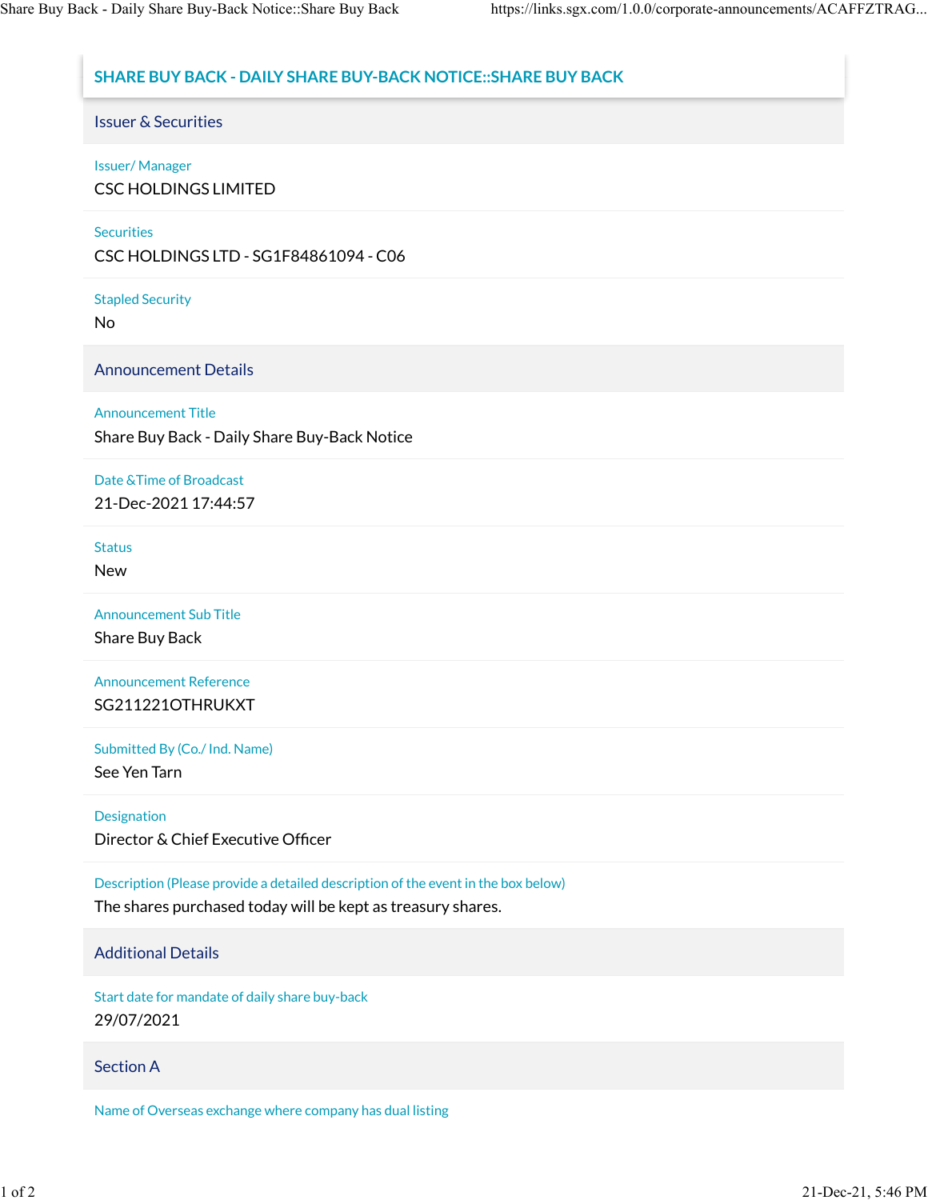# SHARE BUY BACK - DAILY SHARE BUY-BACK NOTICE::SHARE BUY BACK

## Issuer & Securities

**Issuer/ Manager**

CSC HOLDINGS LIMITED

**Securities**

CSC HOLDINGS LTD - SG1F84861094 - C06

**Stapled Security**

No

## Announcement Details

**Announcement Title**

Share Buy Back - Daily Share Buy-Back Notice

**Date &Time of Broadcast**

21-Dec-2021 17:44:57

**Status**

New

**Announcement Sub Title**

Share Buy Back

**Announcement Reference**

SG211221OTHRUKXT

**Submitted By (Co./ Ind. Name)**

See Yen Tarn

**Designation**

Director & Chief Executive Officer

**Description (Please provide a detailed description of the event in the box below)**

The shares purchased today will be kept as treasury shares.

## Additional Details

**Start date for mandate of daily share buy-back**

29/07/2021

## Section A

**Name of Overseas exchange where company has dual listing**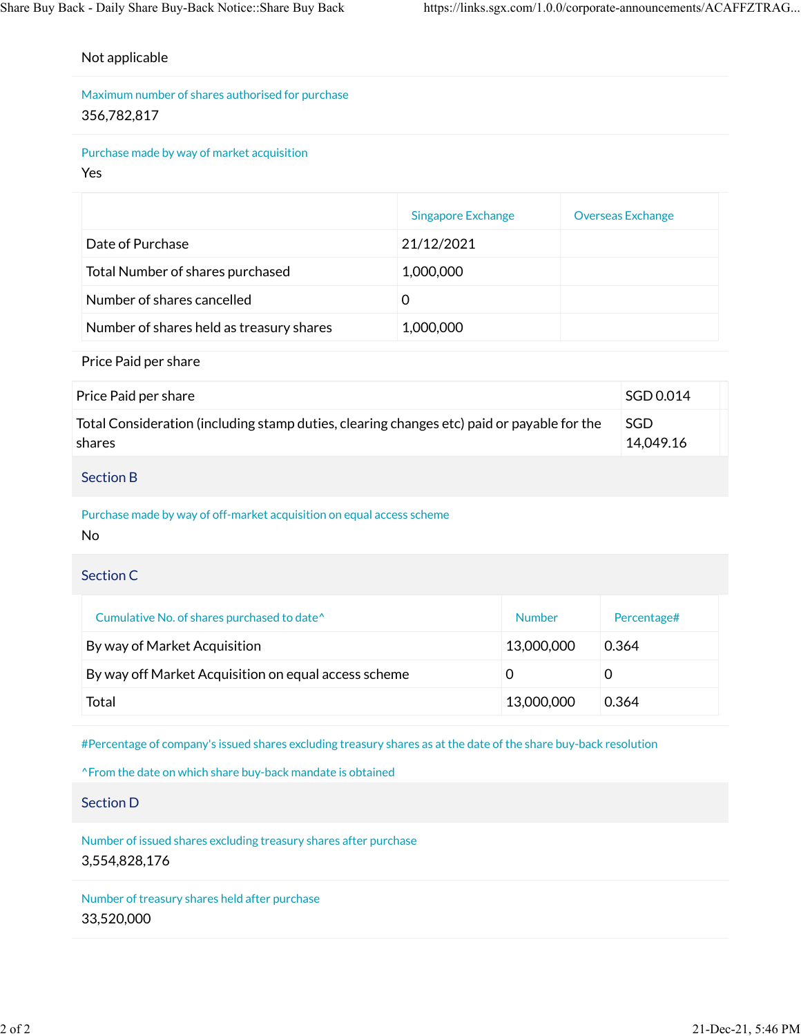Not applicable

Maximum number of shares authorised for purchase

356,782,817

Purchase made by way of market acquisition

Yes

| | Singapore Exchange | Overseas Exchange |
|---|---|---|
| Date of Purchase | 21/12/2021 | |
| Total Number of shares purchased | 1,000,000 | |
| Number of shares cancelled | 0 | |
| Number of shares held as treasury shares | 1,000,000 | |

Price Paid per share

| | |
|---|---|
| Price Paid per share | SGD 0.014 |
| Total Consideration (including stamp duties, clearing changes etc) paid or payable for the shares | SGD 14,049.16 |

## Section B

Purchase made by way of off-market acquisition on equal access scheme

No

## Section C

| Cumulative No. of shares purchased to date^ | Number | Percentage# |
|---|---|---|
| By way of Market Acquisition | 13,000,000 | 0.364 |
| By way off Market Acquisition on equal access scheme | 0 | 0 |
| Total | 13,000,000 | 0.364 |

#Percentage of company's issued shares excluding treasury shares as at the date of the share buy-back resolution

^From the date on which share buy-back mandate is obtained

## Section D

Number of issued shares excluding treasury shares after purchase

3,554,828,176

Number of treasury shares held after purchase

33,520,000